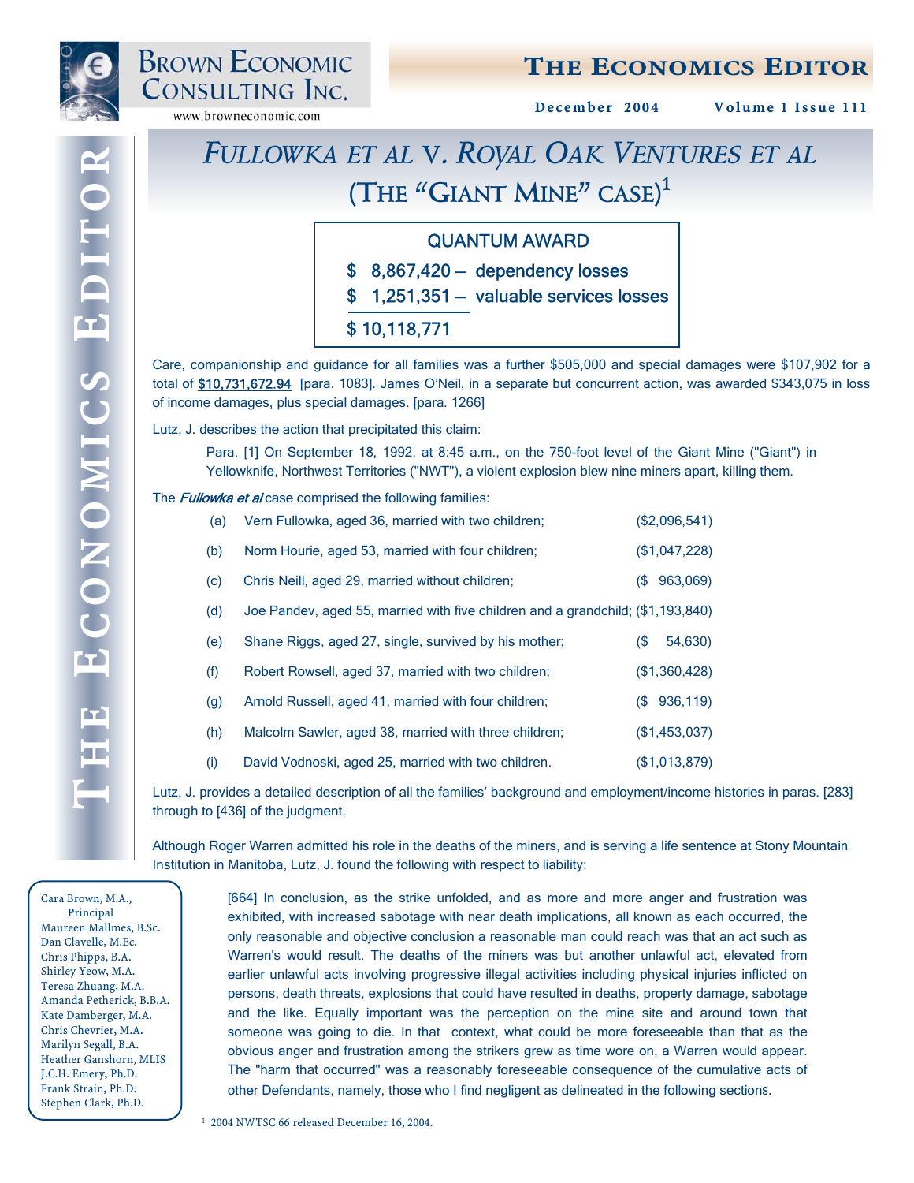# *Fullowka et al* v. *Royal Oak Ventures et al* (The "Giant Mine" case)[1]

**QUANTUM AWARD**

| | |
|---|---|
| $ 8,867,420 | dependency losses |
| $ 1,251,351 | valuable services losses |
| $ 10,118,771 | |

Care, companionship and guidance for all families was a further $505,000 and special damages were $107,902 for a total of **$10,731,672.94** [para. 1083]. James O'Neil, in a separate but concurrent action, was awarded $343,075 in loss of income damages, plus special damages. [para. 1266]

Lutz, J. describes the action that precipitated this claim:

> Para. [1] On September 18, 1992, at 8:45 a.m., on the 750-foot level of the Giant Mine ("Giant") in Yellowknife, Northwest Territories ("NWT"), a violent explosion blew nine miners apart, killing them.

The *Fullowka et al* case comprised the following families:

(a) Vern Fullowka, aged 36, married with two children; ($2,096,541)

(b) Norm Hourie, aged 53, married with four children; ($1,047,228)

(c) Chris Neill, aged 29, married without children; ($ 963,069)

(d) Joe Pandev, aged 55, married with five children and a grandchild; ($1,193,840)

(e) Shane Riggs, aged 27, single, survived by his mother; ($ 54,630)

(f) Robert Rowsell, aged 37, married with two children; ($1,360,428)

(g) Arnold Russell, aged 41, married with four children; ($ 936,119)

(h) Malcolm Sawler, aged 38, married with three children; ($1,453,037)

(i) David Vodnoski, aged 25, married with two children. ($1,013,879)

Lutz, J. provides a detailed description of all the families' background and employment/income histories in paras. [283] through to [436] of the judgment.

Although Roger Warren admitted his role in the deaths of the miners, and is serving a life sentence at Stony Mountain Institution in Manitoba, Lutz, J. found the following with respect to liability:

> [664] In conclusion, as the strike unfolded, and as more and more anger and frustration was exhibited, with increased sabotage with near death implications, all known as each occurred, the only reasonable and objective conclusion a reasonable man could reach was that an act such as Warren's would result. The deaths of the miners was but another unlawful act, elevated from earlier unlawful acts involving progressive illegal activities including physical injuries inflicted on persons, death threats, explosions that could have resulted in deaths, property damage, sabotage and the like. Equally important was the perception on the mine site and around town that someone was going to die. In that context, what could be more foreseeable than that as the obvious anger and frustration among the strikers grew as time wore on, a Warren would appear. The "harm that occurred" was a reasonably foreseeable consequence of the cumulative acts of other Defendants, namely, those who I find negligent as delineated in the following sections.

Cara Brown, M.A., Principal
Maureen Mallmes, B.Sc.
Dan Clavelle, M.Ec.
Chris Phipps, B.A.
Shirley Yeow, M.A.
Teresa Zhuang, M.A.
Amanda Petherick, B.B.A.
Kate Damberger, M.A.
Chris Chevrier, M.A.
Marilyn Segall, B.A.
Heather Ganshorn, MLIS
J.C.H. Emery, Ph.D.
Frank Strain, Ph.D.
Stephen Clark, Ph.D.

[1] 2004 NWTSC 66 released December 16, 2004.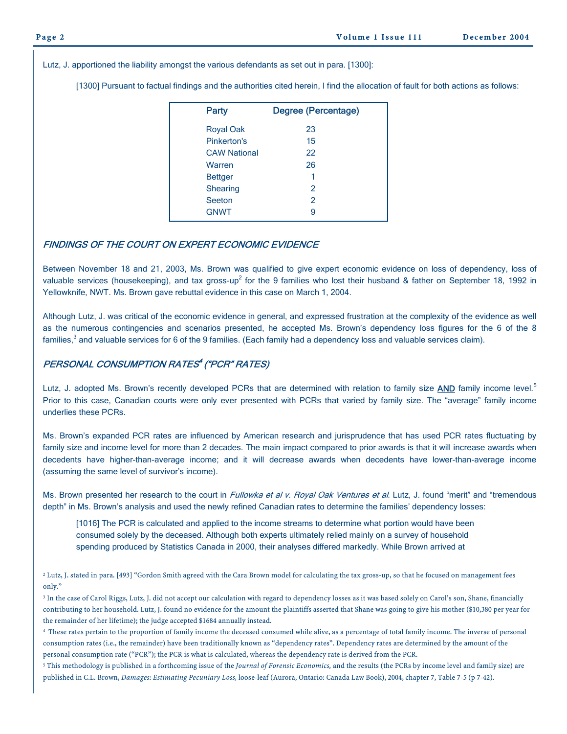Lutz, J. apportioned the liability amongst the various defendants as set out in para. [1300]:

> [1300] Pursuant to factual findings and the authorities cited herein, I find the allocation of fault for both actions as follows:

| Party | Degree (Percentage) |
|---|---|
| Royal Oak | 23 |
| Pinkerton's | 15 |
| CAW National | 22 |
| Warren | 26 |
| Bettger | 1 |
| Shearing | 2 |
| Seeton | 2 |
| GNWT | 9 |

## *FINDINGS OF THE COURT ON EXPERT ECONOMIC EVIDENCE*

Between November 18 and 21, 2003, Ms. Brown was qualified to give expert economic evidence on loss of dependency, loss of valuable services (housekeeping), and tax gross-up[2] for the 9 families who lost their husband & father on September 18, 1992 in Yellowknife, NWT. Ms. Brown gave rebuttal evidence in this case on March 1, 2004.

Although Lutz, J. was critical of the economic evidence in general, and expressed frustration at the complexity of the evidence as well as the numerous contingencies and scenarios presented, he accepted Ms. Brown's dependency loss figures for the 6 of the 8 families,[3] and valuable services for 6 of the 9 families. (Each family had a dependency loss and valuable services claim).

## *PERSONAL CONSUMPTION RATES[4] ("PCR" RATES)*

Lutz, J. adopted Ms. Brown's recently developed PCRs that are determined with relation to family size **AND** family income level.[5] Prior to this case, Canadian courts were only ever presented with PCRs that varied by family size. The "average" family income underlies these PCRs.

Ms. Brown's expanded PCR rates are influenced by American research and jurisprudence that has used PCR rates fluctuating by family size and income level for more than 2 decades. The main impact compared to prior awards is that it will increase awards when decedents have higher-than-average income; and it will decrease awards when decedents have lower-than-average income (assuming the same level of survivor's income).

Ms. Brown presented her research to the court in *Fullowka et al v. Royal Oak Ventures et al.* Lutz, J. found "merit" and "tremendous depth" in Ms. Brown's analysis and used the newly refined Canadian rates to determine the families' dependency losses:

> [1016] The PCR is calculated and applied to the income streams to determine what portion would have been consumed solely by the deceased. Although both experts ultimately relied mainly on a survey of household spending produced by Statistics Canada in 2000, their analyses differed markedly. While Brown arrived at

---

[2] Lutz, J. stated in para. [493] "Gordon Smith agreed with the Cara Brown model for calculating the tax gross-up, so that he focused on management fees only."

[3] In the case of Carol Riggs, Lutz, J. did not accept our calculation with regard to dependency losses as it was based solely on Carol's son, Shane, financially contributing to her household. Lutz, J. found no evidence for the amount the plaintiffs asserted that Shane was going to give his mother ($10,380 per year for the remainder of her lifetime); the judge accepted $1684 annually instead.

[4] These rates pertain to the proportion of family income the deceased consumed while alive, as a percentage of total family income. The inverse of personal consumption rates (i.e., the remainder) have been traditionally known as "dependency rates". Dependency rates are determined by the amount of the personal consumption rate ("PCR"); the PCR is what is calculated, whereas the dependency rate is derived from the PCR.

[5] This methodology is published in a forthcoming issue of the *Journal of Forensic Economics,* and the results (the PCRs by income level and family size) are published in C.L. Brown, *Damages: Estimating Pecuniary Loss,* loose-leaf (Aurora, Ontario: Canada Law Book), 2004, chapter 7, Table 7-5 (p 7-42).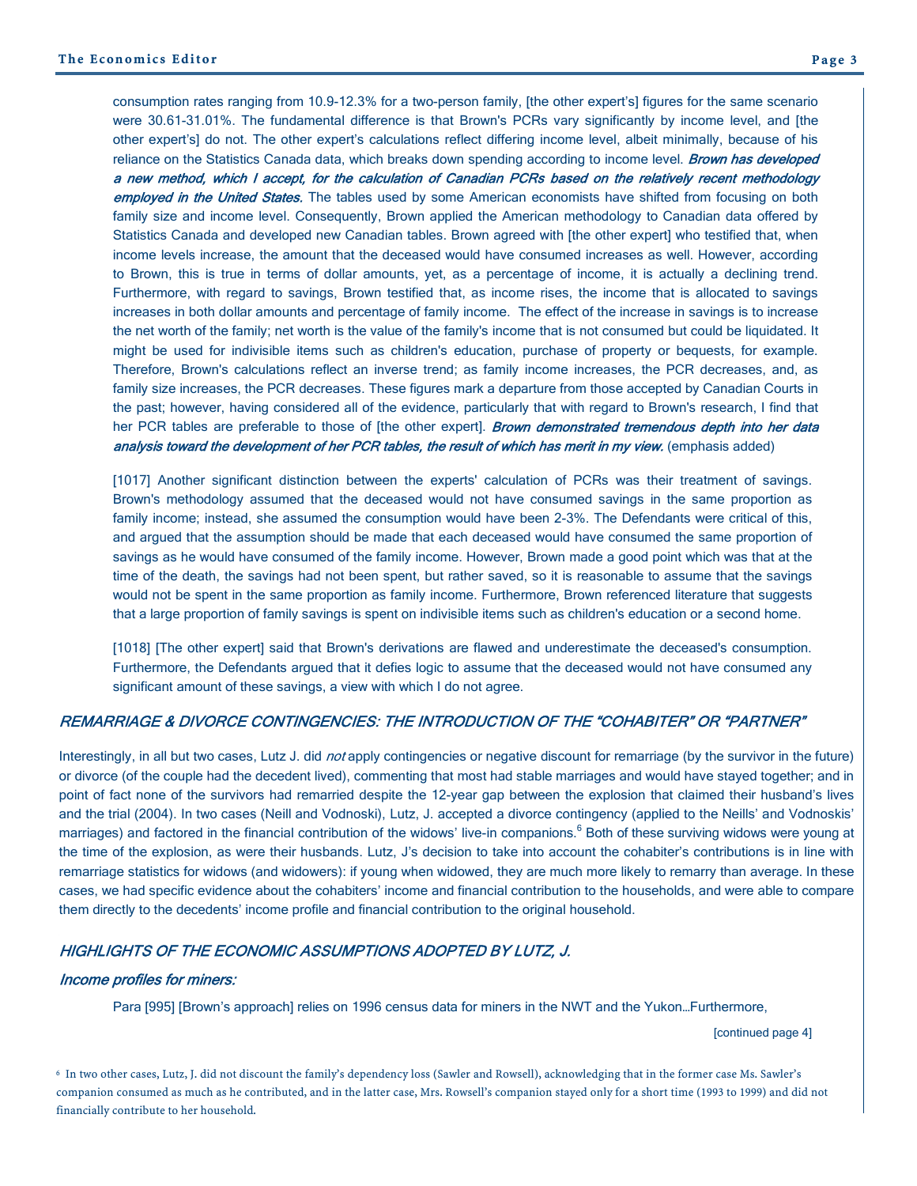consumption rates ranging from 10.9-12.3% for a two-person family, [the other expert's] figures for the same scenario were 30.61-31.01%. The fundamental difference is that Brown's PCRs vary significantly by income level, and [the other expert's] do not. The other expert's calculations reflect differing income level, albeit minimally, because of his reliance on the Statistics Canada data, which breaks down spending according to income level. ***Brown has developed a new method, which I accept, for the calculation of Canadian PCRs based on the relatively recent methodology employed in the United States.*** The tables used by some American economists have shifted from focusing on both family size and income level. Consequently, Brown applied the American methodology to Canadian data offered by Statistics Canada and developed new Canadian tables. Brown agreed with [the other expert] who testified that, when income levels increase, the amount that the deceased would have consumed increases as well. However, according to Brown, this is true in terms of dollar amounts, yet, as a percentage of income, it is actually a declining trend. Furthermore, with regard to savings, Brown testified that, as income rises, the income that is allocated to savings increases in both dollar amounts and percentage of family income. The effect of the increase in savings is to increase the net worth of the family; net worth is the value of the family's income that is not consumed but could be liquidated. It might be used for indivisible items such as children's education, purchase of property or bequests, for example. Therefore, Brown's calculations reflect an inverse trend; as family income increases, the PCR decreases, and, as family size increases, the PCR decreases. These figures mark a departure from those accepted by Canadian Courts in the past; however, having considered all of the evidence, particularly that with regard to Brown's research, I find that her PCR tables are preferable to those of [the other expert]. ***Brown demonstrated tremendous depth into her data analysis toward the development of her PCR tables, the result of which has merit in my view.*** (emphasis added)

[1017] Another significant distinction between the experts' calculation of PCRs was their treatment of savings. Brown's methodology assumed that the deceased would not have consumed savings in the same proportion as family income; instead, she assumed the consumption would have been 2-3%. The Defendants were critical of this, and argued that the assumption should be made that each deceased would have consumed the same proportion of savings as he would have consumed of the family income. However, Brown made a good point which was that at the time of the death, the savings had not been spent, but rather saved, so it is reasonable to assume that the savings would not be spent in the same proportion as family income. Furthermore, Brown referenced literature that suggests that a large proportion of family savings is spent on indivisible items such as children's education or a second home.

[1018] [The other expert] said that Brown's derivations are flawed and underestimate the deceased's consumption. Furthermore, the Defendants argued that it defies logic to assume that the deceased would not have consumed any significant amount of these savings, a view with which I do not agree.

## *REMARRIAGE & DIVORCE CONTINGENCIES: THE INTRODUCTION OF THE "COHABITER" OR "PARTNER"*

Interestingly, in all but two cases, Lutz J. did *not* apply contingencies or negative discount for remarriage (by the survivor in the future) or divorce (of the couple had the decedent lived), commenting that most had stable marriages and would have stayed together; and in point of fact none of the survivors had remarried despite the 12-year gap between the explosion that claimed their husband's lives and the trial (2004). In two cases (Neill and Vodnoski), Lutz, J. accepted a divorce contingency (applied to the Neills' and Vodnoskis' marriages) and factored in the financial contribution of the widows' live-in companions.[6] Both of these surviving widows were young at the time of the explosion, as were their husbands. Lutz, J's decision to take into account the cohabiter's contributions is in line with remarriage statistics for widows (and widowers): if young when widowed, they are much more likely to remarry than average. In these cases, we had specific evidence about the cohabiters' income and financial contribution to the households, and were able to compare them directly to the decedents' income profile and financial contribution to the original household.

## *HIGHLIGHTS OF THE ECONOMIC ASSUMPTIONS ADOPTED BY LUTZ, J.*

### *Income profiles for miners:*

Para [995] [Brown's approach] relies on 1996 census data for miners in the NWT and the Yukon…Furthermore,

[continued page 4]

[6] In two other cases, Lutz, J. did not discount the family's dependency loss (Sawler and Rowsell), acknowledging that in the former case Ms. Sawler's companion consumed as much as he contributed, and in the latter case, Mrs. Rowsell's companion stayed only for a short time (1993 to 1999) and did not financially contribute to her household.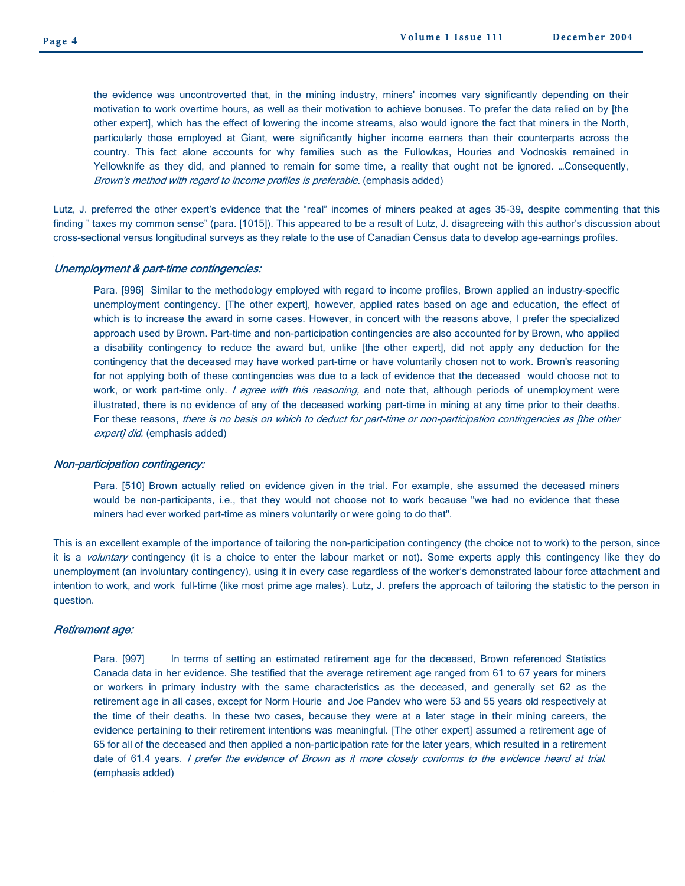> the evidence was uncontroverted that, in the mining industry, miners' incomes vary significantly depending on their motivation to work overtime hours, as well as their motivation to achieve bonuses. To prefer the data relied on by [the other expert], which has the effect of lowering the income streams, also would ignore the fact that miners in the North, particularly those employed at Giant, were significantly higher income earners than their counterparts across the country. This fact alone accounts for why families such as the Fullowkas, Houries and Vodnoskis remained in Yellowknife as they did, and planned to remain for some time, a reality that ought not be ignored. …Consequently, *Brown's method with regard to income profiles is preferable.* (emphasis added)

Lutz, J. preferred the other expert's evidence that the "real" incomes of miners peaked at ages 35-39, despite commenting that this finding " taxes my common sense" (para. [1015]). This appeared to be a result of Lutz, J. disagreeing with this author's discussion about cross-sectional versus longitudinal surveys as they relate to the use of Canadian Census data to develop age-earnings profiles.

### *Unemployment & part-time contingencies:*

> Para. [996] Similar to the methodology employed with regard to income profiles, Brown applied an industry-specific unemployment contingency. [The other expert], however, applied rates based on age and education, the effect of which is to increase the award in some cases. However, in concert with the reasons above, I prefer the specialized approach used by Brown. Part-time and non-participation contingencies are also accounted for by Brown, who applied a disability contingency to reduce the award but, unlike [the other expert], did not apply any deduction for the contingency that the deceased may have worked part-time or have voluntarily chosen not to work. Brown's reasoning for not applying both of these contingencies was due to a lack of evidence that the deceased would choose not to work, or work part-time only. *I agree with this reasoning,* and note that, although periods of unemployment were illustrated, there is no evidence of any of the deceased working part-time in mining at any time prior to their deaths. For these reasons, *there is no basis on which to deduct for part-time or non-participation contingencies as [the other expert] did.* (emphasis added)

### *Non-participation contingency:*

> Para. [510] Brown actually relied on evidence given in the trial. For example, she assumed the deceased miners would be non-participants, i.e., that they would not choose not to work because "we had no evidence that these miners had ever worked part-time as miners voluntarily or were going to do that".

This is an excellent example of the importance of tailoring the non-participation contingency (the choice not to work) to the person, since it is a *voluntary* contingency (it is a choice to enter the labour market or not). Some experts apply this contingency like they do unemployment (an involuntary contingency), using it in every case regardless of the worker's demonstrated labour force attachment and intention to work, and work full-time (like most prime age males). Lutz, J. prefers the approach of tailoring the statistic to the person in question.

### *Retirement age:*

> Para. [997] In terms of setting an estimated retirement age for the deceased, Brown referenced Statistics Canada data in her evidence. She testified that the average retirement age ranged from 61 to 67 years for miners or workers in primary industry with the same characteristics as the deceased, and generally set 62 as the retirement age in all cases, except for Norm Hourie and Joe Pandev who were 53 and 55 years old respectively at the time of their deaths. In these two cases, because they were at a later stage in their mining careers, the evidence pertaining to their retirement intentions was meaningful. [The other expert] assumed a retirement age of 65 for all of the deceased and then applied a non-participation rate for the later years, which resulted in a retirement date of 61.4 years. *I prefer the evidence of Brown as it more closely conforms to the evidence heard at trial.* (emphasis added)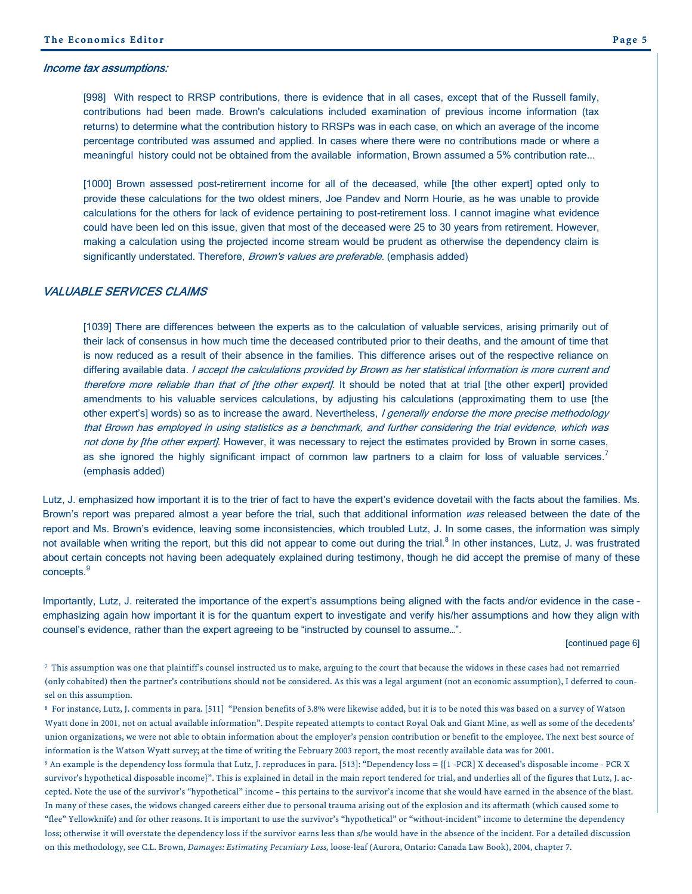### *Income tax assumptions:*

> [998] With respect to RRSP contributions, there is evidence that in all cases, except that of the Russell family, contributions had been made. Brown's calculations included examination of previous income information (tax returns) to determine what the contribution history to RRSPs was in each case, on which an average of the income percentage contributed was assumed and applied. In cases where there were no contributions made or where a meaningful history could not be obtained from the available information, Brown assumed a 5% contribution rate...
>
> [1000] Brown assessed post-retirement income for all of the deceased, while [the other expert] opted only to provide these calculations for the two oldest miners, Joe Pandev and Norm Hourie, as he was unable to provide calculations for the others for lack of evidence pertaining to post-retirement loss. I cannot imagine what evidence could have been led on this issue, given that most of the deceased were 25 to 30 years from retirement. However, making a calculation using the projected income stream would be prudent as otherwise the dependency claim is significantly understated. Therefore, *Brown's values are preferable.* (emphasis added)

## *VALUABLE SERVICES CLAIMS*

> [1039] There are differences between the experts as to the calculation of valuable services, arising primarily out of their lack of consensus in how much time the deceased contributed prior to their deaths, and the amount of time that is now reduced as a result of their absence in the families. This difference arises out of the respective reliance on differing available data. *I accept the calculations provided by Brown as her statistical information is more current and therefore more reliable than that of [the other expert].* It should be noted that at trial [the other expert] provided amendments to his valuable services calculations, by adjusting his calculations (approximating them to use [the other expert's] words) so as to increase the award. Nevertheless, *I generally endorse the more precise methodology that Brown has employed in using statistics as a benchmark, and further considering the trial evidence, which was not done by [the other expert].* However, it was necessary to reject the estimates provided by Brown in some cases, as she ignored the highly significant impact of common law partners to a claim for loss of valuable services.[7] (emphasis added)

Lutz, J. emphasized how important it is to the trier of fact to have the expert's evidence dovetail with the facts about the families. Ms. Brown's report was prepared almost a year before the trial, such that additional information *was* released between the date of the report and Ms. Brown's evidence, leaving some inconsistencies, which troubled Lutz, J. In some cases, the information was simply not available when writing the report, but this did not appear to come out during the trial.[8] In other instances, Lutz, J. was frustrated about certain concepts not having been adequately explained during testimony, though he did accept the premise of many of these concepts.[9]

Importantly, Lutz, J. reiterated the importance of the expert's assumptions being aligned with the facts and/or evidence in the case – emphasizing again how important it is for the quantum expert to investigate and verify his/her assumptions and how they align with counsel's evidence, rather than the expert agreeing to be "instructed by counsel to assume…".

[continued page 6]

---

[7] This assumption was one that plaintiff's counsel instructed us to make, arguing to the court that because the widows in these cases had not remarried (only cohabited) then the partner's contributions should not be considered. As this was a legal argument (not an economic assumption), I deferred to counsel on this assumption.

[8] For instance, Lutz, J. comments in para. [511] "Pension benefits of 3.8% were likewise added, but it is to be noted this was based on a survey of Watson Wyatt done in 2001, not on actual available information". Despite repeated attempts to contact Royal Oak and Giant Mine, as well as some of the decedents' union organizations, we were not able to obtain information about the employer's pension contribution or benefit to the employee. The next best source of information is the Watson Wyatt survey; at the time of writing the February 2003 report, the most recently available data was for 2001.

[9] An example is the dependency loss formula that Lutz, J. reproduces in para. [513]: "Dependency loss = {[1 -PCR] X deceased's disposable income - PCR X survivor's hypothetical disposable income}". This is explained in detail in the main report tendered for trial, and underlies all of the figures that Lutz, J. accepted. Note the use of the survivor's "hypothetical" income – this pertains to the survivor's income that she would have earned in the absence of the blast. In many of these cases, the widows changed careers either due to personal trauma arising out of the explosion and its aftermath (which caused some to "flee" Yellowknife) and for other reasons. It is important to use the survivor's "hypothetical" or "without-incident" income to determine the dependency loss; otherwise it will overstate the dependency loss if the survivor earns less than s/he would have in the absence of the incident. For a detailed discussion on this methodology, see C.L. Brown, *Damages: Estimating Pecuniary Loss,* loose-leaf (Aurora, Ontario: Canada Law Book), 2004, chapter 7.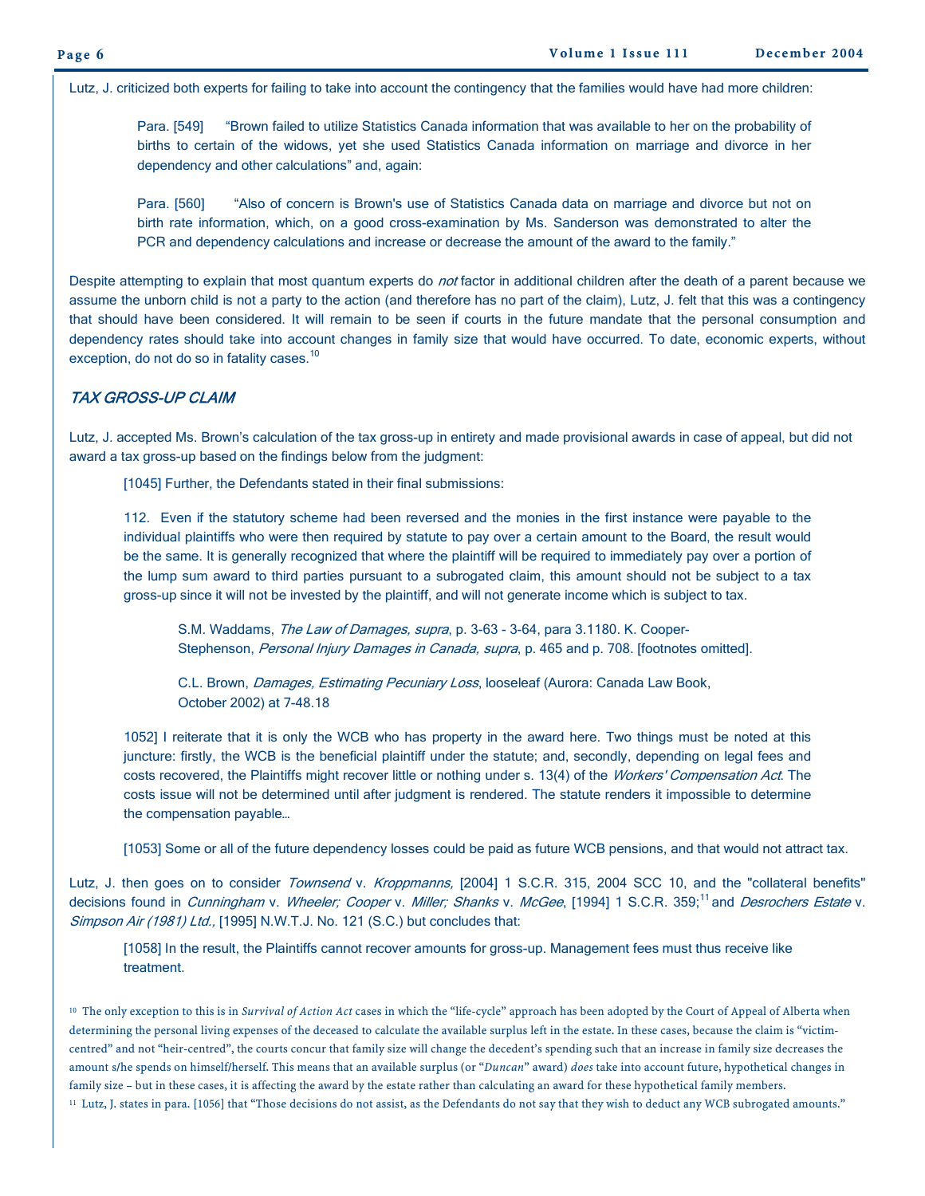Lutz, J. criticized both experts for failing to take into account the contingency that the families would have had more children:

> Para. [549] "Brown failed to utilize Statistics Canada information that was available to her on the probability of births to certain of the widows, yet she used Statistics Canada information on marriage and divorce in her dependency and other calculations" and, again:
>
> Para. [560] "Also of concern is Brown's use of Statistics Canada data on marriage and divorce but not on birth rate information, which, on a good cross-examination by Ms. Sanderson was demonstrated to alter the PCR and dependency calculations and increase or decrease the amount of the award to the family."

Despite attempting to explain that most quantum experts do *not* factor in additional children after the death of a parent because we assume the unborn child is not a party to the action (and therefore has no part of the claim), Lutz, J. felt that this was a contingency that should have been considered. It will remain to be seen if courts in the future mandate that the personal consumption and dependency rates should take into account changes in family size that would have occurred. To date, economic experts, without exception, do not do so in fatality cases.[10]

### *TAX GROSS-UP CLAIM*

Lutz, J. accepted Ms. Brown's calculation of the tax gross-up in entirety and made provisional awards in case of appeal, but did not award a tax gross-up based on the findings below from the judgment:

> [1045] Further, the Defendants stated in their final submissions:
>
> 112. Even if the statutory scheme had been reversed and the monies in the first instance were payable to the individual plaintiffs who were then required by statute to pay over a certain amount to the Board, the result would be the same. It is generally recognized that where the plaintiff will be required to immediately pay over a portion of the lump sum award to third parties pursuant to a subrogated claim, this amount should not be subject to a tax gross-up since it will not be invested by the plaintiff, and will not generate income which is subject to tax.
>
> > S.M. Waddams, *The Law of Damages, supra*, p. 3-63 - 3-64, para 3.1180. K. Cooper-Stephenson, *Personal Injury Damages in Canada, supra*, p. 465 and p. 708. [footnotes omitted].
> >
> > C.L. Brown, *Damages, Estimating Pecuniary Loss*, looseleaf (Aurora: Canada Law Book, October 2002) at 7-48.18
>
> 1052] I reiterate that it is only the WCB who has property in the award here. Two things must be noted at this juncture: firstly, the WCB is the beneficial plaintiff under the statute; and, secondly, depending on legal fees and costs recovered, the Plaintiffs might recover little or nothing under s. 13(4) of the *Workers' Compensation Act*. The costs issue will not be determined until after judgment is rendered. The statute renders it impossible to determine the compensation payable…
>
> [1053] Some or all of the future dependency losses could be paid as future WCB pensions, and that would not attract tax.

Lutz, J. then goes on to consider *Townsend* v. *Kroppmanns,* [2004] 1 S.C.R. 315, 2004 SCC 10, and the "collateral benefits" decisions found in *Cunningham* v. *Wheeler; Cooper* v. *Miller; Shanks* v. *McGee*, [1994] 1 S.C.R. 359;[11] and *Desrochers Estate* v. *Simpson Air (1981) Ltd.,* [1995] N.W.T.J. No. 121 (S.C.) but concludes that:

> [1058] In the result, the Plaintiffs cannot recover amounts for gross-up. Management fees must thus receive like treatment.

---

[10] The only exception to this is in *Survival of Action Act* cases in which the "life-cycle" approach has been adopted by the Court of Appeal of Alberta when determining the personal living expenses of the deceased to calculate the available surplus left in the estate. In these cases, because the claim is "victim-centred" and not "heir-centred", the courts concur that family size will change the decedent's spending such that an increase in family size decreases the amount s/he spends on himself/herself. This means that an available surplus (or "*Duncan*" award) *does* take into account future, hypothetical changes in family size – but in these cases, it is affecting the award by the estate rather than calculating an award for these hypothetical family members.

[11] Lutz, J. states in para. [1056] that "Those decisions do not assist, as the Defendants do not say that they wish to deduct any WCB subrogated amounts."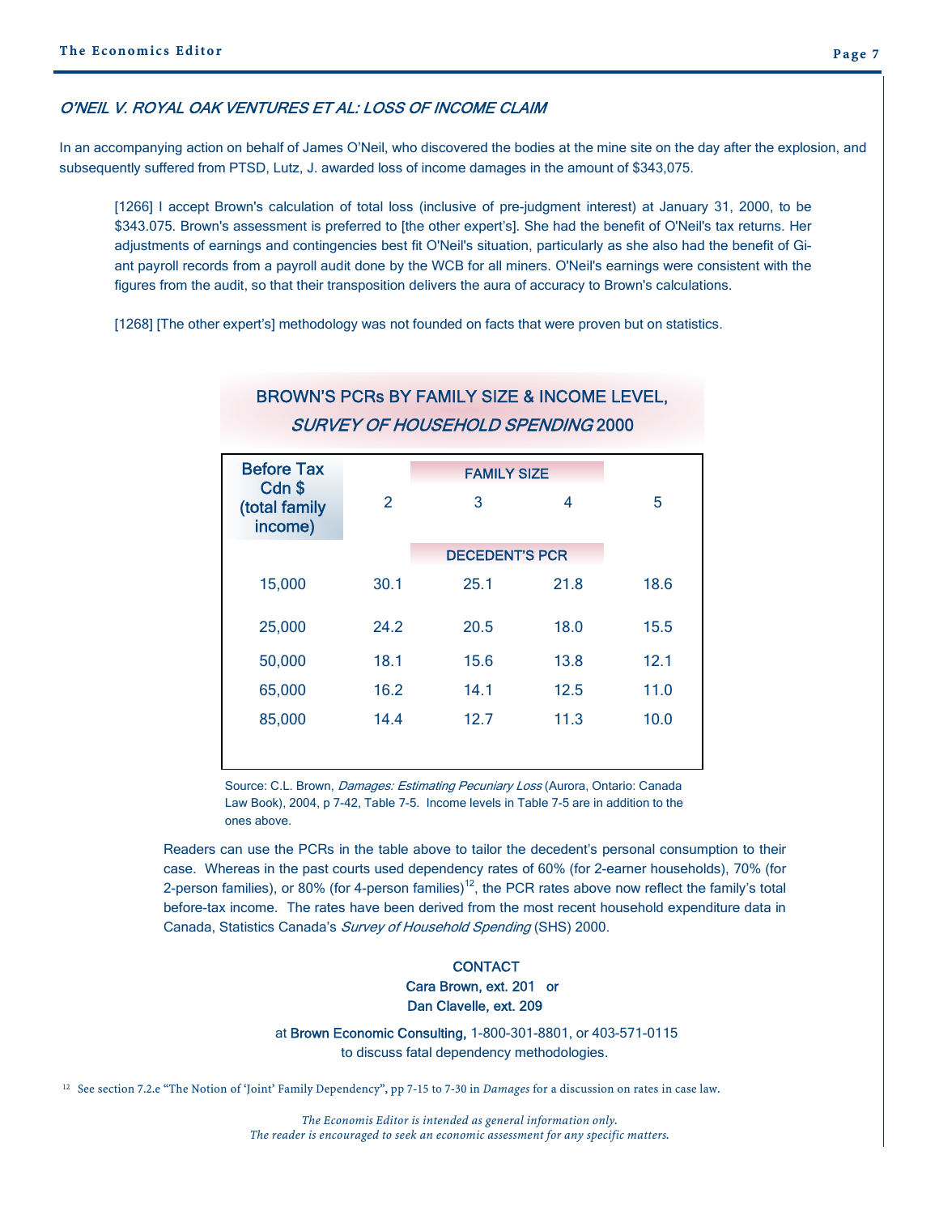## *O'NEIL V. ROYAL OAK VENTURES ET AL: LOSS OF INCOME CLAIM*

In an accompanying action on behalf of James O'Neil, who discovered the bodies at the mine site on the day after the explosion, and subsequently suffered from PTSD, Lutz, J. awarded loss of income damages in the amount of $343,075.

> [1266] I accept Brown's calculation of total loss (inclusive of pre-judgment interest) at January 31, 2000, to be $343.075. Brown's assessment is preferred to [the other expert's]. She had the benefit of O'Neil's tax returns. Her adjustments of earnings and contingencies best fit O'Neil's situation, particularly as she also had the benefit of Giant payroll records from a payroll audit done by the WCB for all miners. O'Neil's earnings were consistent with the figures from the audit, so that their transposition delivers the aura of accuracy to Brown's calculations.
>
> [1268] [The other expert's] methodology was not founded on facts that were proven but on statistics.

### BROWN'S PCRs BY FAMILY SIZE & INCOME LEVEL, *SURVEY OF HOUSEHOLD SPENDING* 2000

| Before Tax Cdn $ (total family income) | FAMILY SIZE 2 | 3 | 4 | 5 |
|---|---|---|---|---|
| | DECEDENT'S PCR | | | |
| 15,000 | 30.1 | 25.1 | 21.8 | 18.6 |
| 25,000 | 24.2 | 20.5 | 18.0 | 15.5 |
| 50,000 | 18.1 | 15.6 | 13.8 | 12.1 |
| 65,000 | 16.2 | 14.1 | 12.5 | 11.0 |
| 85,000 | 14.4 | 12.7 | 11.3 | 10.0 |

Source: C.L. Brown, *Damages: Estimating Pecuniary Loss* (Aurora, Ontario: Canada Law Book), 2004, p 7-42, Table 7-5. Income levels in Table 7-5 are in addition to the ones above.

Readers can use the PCRs in the table above to tailor the decedent's personal consumption to their case. Whereas in the past courts used dependency rates of 60% (for 2-earner households), 70% (for 2-person families), or 80% (for 4-person families)[12], the PCR rates above now reflect the family's total before-tax income. The rates have been derived from the most recent household expenditure data in Canada, Statistics Canada's *Survey of Household Spending* (SHS) 2000.

**CONTACT**
**Cara Brown, ext. 201 or**
**Dan Clavelle, ext. 209**

at **Brown Economic Consulting,** 1-800-301-8801, or 403-571-0115
to discuss fatal dependency methodologies.

[12] See section 7.2.e "The Notion of 'Joint' Family Dependency", pp 7-15 to 7-30 in *Damages* for a discussion on rates in case law.

*The Economis Editor is intended as general information only.*
*The reader is encouraged to seek an economic assessment for any specific matters.*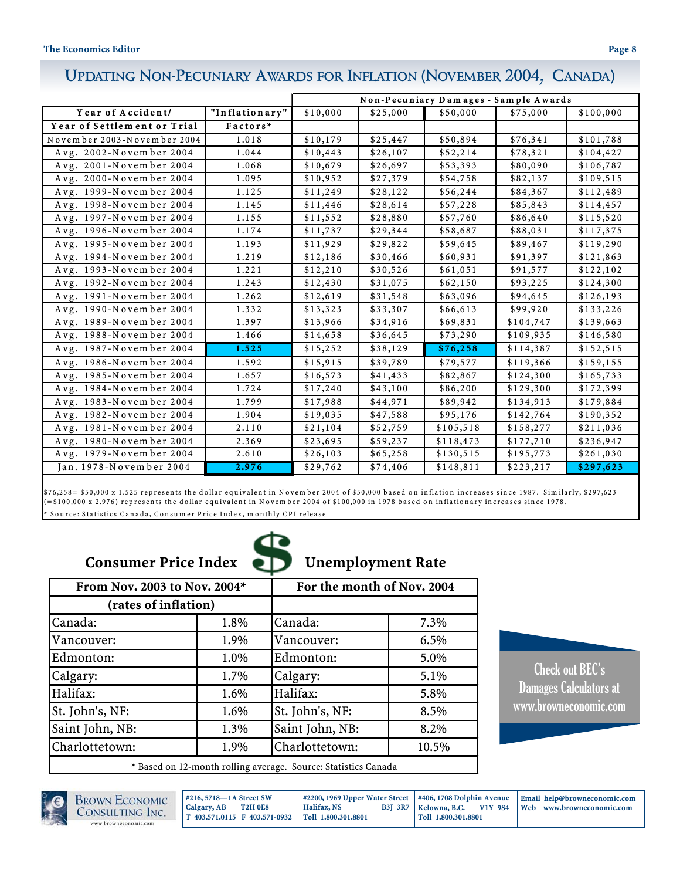## UPDATING NON-PECUNIARY AWARDS FOR INFLATION (NOVEMBER 2004, CANADA)

| Year of Accident/ Year of Settlement or Trial | "Inflationary" Factors* | Non-Pecuniary Damages - Sample Awards | | | | |
|---|---|---|---|---|---|---|
| | | $10,000 | $25,000 | $50,000 | $75,000 | $100,000 |
| November 2003-November 2004 | 1.018 | $10,179 | $25,447 | $50,894 | $76,341 | $101,788 |
| Avg. 2002-November 2004 | 1.044 | $10,443 | $26,107 | $52,214 | $78,321 | $104,427 |
| Avg. 2001-November 2004 | 1.068 | $10,679 | $26,697 | $53,393 | $80,090 | $106,787 |
| Avg. 2000-November 2004 | 1.095 | $10,952 | $27,379 | $54,758 | $82,137 | $109,515 |
| Avg. 1999-November 2004 | 1.125 | $11,249 | $28,122 | $56,244 | $84,367 | $112,489 |
| Avg. 1998-November 2004 | 1.145 | $11,446 | $28,614 | $57,228 | $85,843 | $114,457 |
| Avg. 1997-November 2004 | 1.155 | $11,552 | $28,880 | $57,760 | $86,640 | $115,520 |
| Avg. 1996-November 2004 | 1.174 | $11,737 | $29,344 | $58,687 | $88,031 | $117,375 |
| Avg. 1995-November 2004 | 1.193 | $11,929 | $29,822 | $59,645 | $89,467 | $119,290 |
| Avg. 1994-November 2004 | 1.219 | $12,186 | $30,466 | $60,931 | $91,397 | $121,863 |
| Avg. 1993-November 2004 | 1.221 | $12,210 | $30,526 | $61,051 | $91,577 | $122,102 |
| Avg. 1992-November 2004 | 1.243 | $12,430 | $31,075 | $62,150 | $93,225 | $124,300 |
| Avg. 1991-November 2004 | 1.262 | $12,619 | $31,548 | $63,096 | $94,645 | $126,193 |
| Avg. 1990-November 2004 | 1.332 | $13,323 | $33,307 | $66,613 | $99,920 | $133,226 |
| Avg. 1989-November 2004 | 1.397 | $13,966 | $34,916 | $69,831 | $104,747 | $139,663 |
| Avg. 1988-November 2004 | 1.466 | $14,658 | $36,645 | $73,290 | $109,935 | $146,580 |
| Avg. 1987-November 2004 | **1.525** | $15,252 | $38,129 | **$76,258** | $114,387 | $152,515 |
| Avg. 1986-November 2004 | 1.592 | $15,915 | $39,789 | $79,577 | $119,366 | $159,155 |
| Avg. 1985-November 2004 | 1.657 | $16,573 | $41,433 | $82,867 | $124,300 | $165,733 |
| Avg. 1984-November 2004 | 1.724 | $17,240 | $43,100 | $86,200 | $129,300 | $172,399 |
| Avg. 1983-November 2004 | 1.799 | $17,988 | $44,971 | $89,942 | $134,913 | $179,884 |
| Avg. 1982-November 2004 | 1.904 | $19,035 | $47,588 | $95,176 | $142,764 | $190,352 |
| Avg. 1981-November 2004 | 2.110 | $21,104 | $52,759 | $105,518 | $158,277 | $211,036 |
| Avg. 1980-November 2004 | 2.369 | $23,695 | $59,237 | $118,473 | $177,710 | $236,947 |
| Avg. 1979-November 2004 | 2.610 | $26,103 | $65,258 | $130,515 | $195,773 | $261,030 |
| Jan. 1978-November 2004 | **2.976** | $29,762 | $74,406 | $148,811 | $223,217 | **$297,623** |

$76,258= $50,000 x 1.525 represents the dollar equivalent in November 2004 of $50,000 based on inflation increases since 1987. Similarly, $297,623 (=$100,000 x 2.976) represents the dollar equivalent in November 2004 of $100,000 in 1978 based on inflationary increases since 1978.

* Source: Statistics Canada, Consumer Price Index, monthly CPI release

## Consumer Price Index / Unemployment Rate

| From Nov. 2003 to Nov. 2004* (rates of inflation) | | For the month of Nov. 2004 | |
|---|---|---|---|
| Canada: | 1.8% | Canada: | 7.3% |
| Vancouver: | 1.9% | Vancouver: | 6.5% |
| Edmonton: | 1.0% | Edmonton: | 5.0% |
| Calgary: | 1.7% | Calgary: | 5.1% |
| Halifax: | 1.6% | Halifax: | 5.8% |
| St. John's, NF: | 1.6% | St. John's, NF: | 8.5% |
| Saint John, NB: | 1.3% | Saint John, NB: | 8.2% |
| Charlottetown: | 1.9% | Charlottetown: | 10.5% |

* Based on 12-month rolling average. Source: Statistics Canada

Check out BEC's Damages Calculators at www.browneconomic.com

**Brown Economic Consulting Inc.** www.browneconomic.com

#216, 5718—1A Street SW, Calgary, AB T2H 0E8, T 403.571.0115 F 403.571-0932

#2200, 1969 Upper Water Street, Halifax, NS B3J 3R7, Toll 1.800.301.8801

#406, 1708 Dolphin Avenue, Kelowna, B.C. V1Y 9S4, Toll 1.800.301.8801

Email help@browneconomic.com
Web www.browneconomic.com